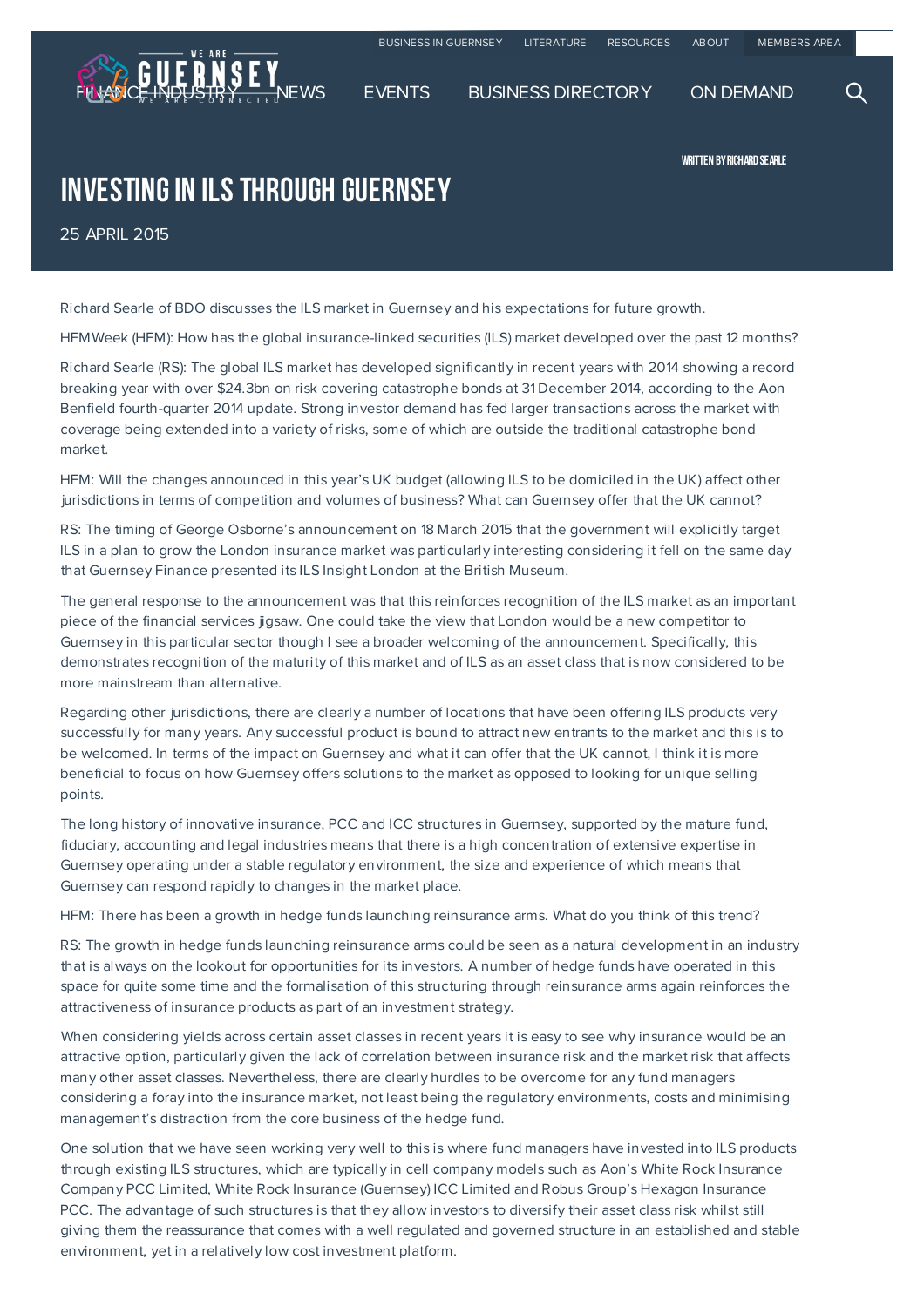# INVESTING IN ILS THROUGH GUERNSEY

WRITTEN BY RICHARD SEARLE

25 APRIL 2015

Richard Searle of BDO discusses the ILS market in Guernsey and his expectations for future growth.

HFMWeek (HFM): How has the global insurance-linked securities (ILS) market developed over the past 12 months?

Richard Searle (RS): The global ILS market has developed significantly in recent years with 2014 showing a record breaking year with over $24.3bn on risk covering catastrophe bonds at 31 December 2014, according to the Aon Benfield fourth-quarter 2014 update. Strong investor demand has fed larger transactions across the market with coverage being extended into a variety of risks, some of which are outside the traditional catastrophe bond market.

HFM: Will the changes announced in this year's UK budget (allowing ILS to be domiciled in the UK) affect other jurisdictions in terms of competition and volumes of business? What can Guernsey offer that the UK cannot?

RS: The timing of George Osborne's announcement on 18 March 2015 that the government will explicitly target ILS in a plan to grow the London insurance market was particularly interesting considering it fell on the same day that Guernsey Finance presented its ILS Insight London at the British Museum.

The general response to the announcement was that this reinforces recognition of the ILS market as an important piece of the financial services jigsaw. One could take the view that London would be a new competitor to Guernsey in this particular sector though I see a broader welcoming of the announcement. Specifically, this demonstrates recognition of the maturity of this market and of ILS as an asset class that is now considered to be more mainstream than alternative.

Regarding other jurisdictions, there are clearly a number of locations that have been offering ILS products very successfully for many years. Any successful product is bound to attract new entrants to the market and this is to be welcomed. In terms of the impact on Guernsey and what it can offer that the UK cannot, I think it is more beneficial to focus on how Guernsey offers solutions to the market as opposed to looking for unique selling points.

The long history of innovative insurance, PCC and ICC structures in Guernsey, supported by the mature fund, fiduciary, accounting and legal industries means that there is a high concentration of extensive expertise in Guernsey operating under a stable regulatory environment, the size and experience of which means that Guernsey can respond rapidly to changes in the market place.

HFM: There has been a growth in hedge funds launching reinsurance arms. What do you think of this trend?

RS: The growth in hedge funds launching reinsurance arms could be seen as a natural development in an industry that is always on the lookout for opportunities for its investors. A number of hedge funds have operated in this space for quite some time and the formalisation of this structuring through reinsurance arms again reinforces the attractiveness of insurance products as part of an investment strategy.

When considering yields across certain asset classes in recent years it is easy to see why insurance would be an attractive option, particularly given the lack of correlation between insurance risk and the market risk that affects many other asset classes. Nevertheless, there are clearly hurdles to be overcome for any fund managers considering a foray into the insurance market, not least being the regulatory environments, costs and minimising management's distraction from the core business of the hedge fund.

One solution that we have seen working very well to this is where fund managers have invested into ILS products through existing ILS structures, which are typically in cell company models such as Aon's White Rock Insurance Company PCC Limited, White Rock Insurance (Guernsey) ICC Limited and Robus Group's Hexagon Insurance PCC. The advantage of such structures is that they allow investors to diversify their asset class risk whilst still giving them the reassurance that comes with a well regulated and governed structure in an established and stable environment, yet in a relatively low cost investment platform.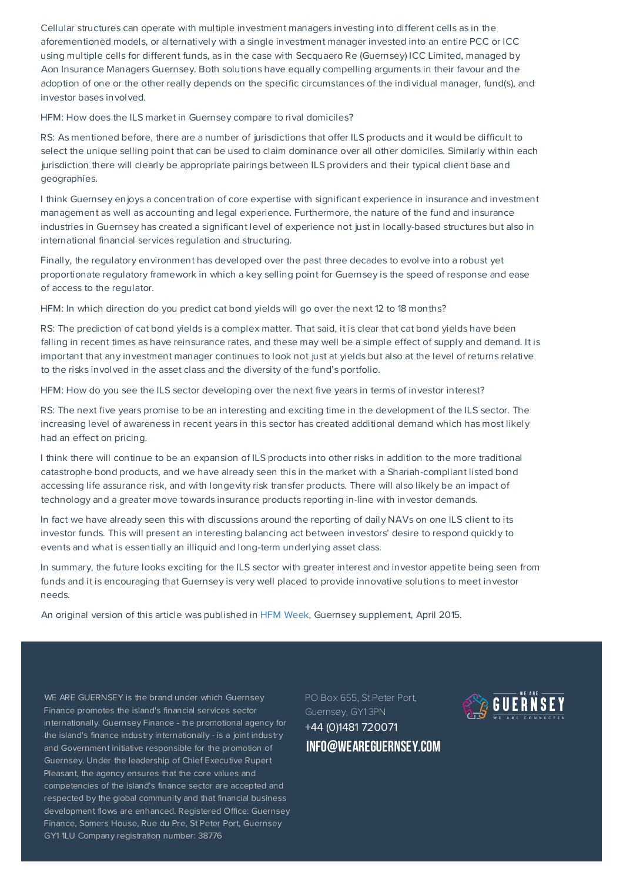Cellular structures can operate with multiple investment managers investing into different cells as in the aforementioned models, or alternatively with a single investment manager invested into an entire PCC or ICC using multiple cells for different funds, as in the case with Secquaero Re (Guernsey) ICC Limited, managed by Aon Insurance Managers Guernsey. Both solutions have equally compelling arguments in their favour and the adoption of one or the other really depends on the specific circumstances of the individual manager, fund(s), and investor bases involved.

HFM: How does the ILS market in Guernsey compare to rival domiciles?

RS: As mentioned before, there are a number of jurisdictions that offer ILS products and it would be difficult to select the unique selling point that can be used to claim dominance over all other domiciles. Similarly within each jurisdiction there will clearly be appropriate pairings between ILS providers and their typical client base and geographies.

I think Guernsey enjoys a concentration of core expertise with significant experience in insurance and investment management as well as accounting and legal experience. Furthermore, the nature of the fund and insurance industries in Guernsey has created a significant level of experience not just in locally-based structures but also in international financial services regulation and structuring.

Finally, the regulatory environment has developed over the past three decades to evolve into a robust yet proportionate regulatory framework in which a key selling point for Guernsey is the speed of response and ease of access to the regulator.

HFM: In which direction do you predict cat bond yields will go over the next 12 to 18 months?

RS: The prediction of cat bond yields is a complex matter. That said, it is clear that cat bond yields have been falling in recent times as have reinsurance rates, and these may well be a simple effect of supply and demand. It is important that any investment manager continues to look not just at yields but also at the level of returns relative to the risks involved in the asset class and the diversity of the fund's portfolio.

HFM: How do you see the ILS sector developing over the next five years in terms of investor interest?

RS: The next five years promise to be an interesting and exciting time in the development of the ILS sector. The increasing level of awareness in recent years in this sector has created additional demand which has most likely had an effect on pricing.

I think there will continue to be an expansion of ILS products into other risks in addition to the more traditional catastrophe bond products, and we have already seen this in the market with a Shariah-compliant listed bond accessing life assurance risk, and with longevity risk transfer products. There will also likely be an impact of technology and a greater move towards insurance products reporting in-line with investor demands.

In fact we have already seen this with discussions around the reporting of daily NAVs on one ILS client to its investor funds. This will present an interesting balancing act between investors' desire to respond quickly to events and what is essentially an illiquid and long-term underlying asset class.

In summary, the future looks exciting for the ILS sector with greater interest and investor appetite being seen from funds and it is encouraging that Guernsey is very well placed to provide innovative solutions to meet investor needs.

An original version of this article was published in HFM Week, Guernsey supplement, April 2015.

WE ARE GUERNSEY is the brand under which Guernsey Finance promotes the island's financial services sector internationally. Guernsey Finance - the promotional agency for the island's finance industry internationally - is a joint industry and Government initiative responsible for the promotion of Guernsey. Under the leadership of Chief Executive Rupert Pleasant, the agency ensures that the core values and competencies of the island's finance sector are accepted and respected by the global community and that financial business development flows are enhanced. Registered Office: Guernsey Finance, Somers House, Rue du Pre, St Peter Port, Guernsey GY1 1LU Company registration number: 38776

PO Box 655, St Peter Port,
Guernsey, GY1 3PN
+44 (0)1481 720071
INFO@WEAREGUERNSEY.COM

WE ARE GUERNSEY
WE ARE CONNECTED